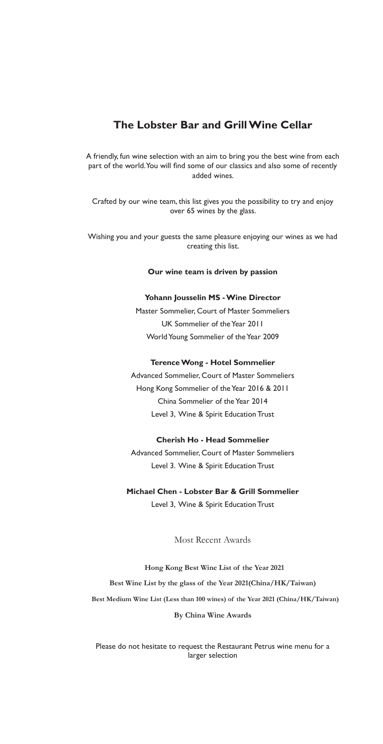# The Lobster Bar and Grill Wine Cellar

A friendly, fun wine selection with an aim to bring you the best wine from each part of the world. You will find some of our classics and also some of recently added wines.

Crafted by our wine team, this list gives you the possibility to try and enjoy over 65 wines by the glass.

Wishing you and your guests the same pleasure enjoying our wines as we had creating this list.

**Our wine team is driven by passion**

**Yohann Jousselin MS - Wine Director**

Master Sommelier, Court of Master Sommeliers
UK Sommelier of the Year 2011
World Young Sommelier of the Year 2009

**Terence Wong - Hotel Sommelier**

Advanced Sommelier, Court of Master Sommeliers
Hong Kong Sommelier of the Year 2016 & 2011
China Sommelier of the Year 2014
Level 3, Wine & Spirit Education Trust

**Cherish Ho - Head Sommelier**

Advanced Sommelier, Court of Master Sommeliers
Level 3. Wine & Spirit Education Trust

**Michael Chen - Lobster Bar & Grill Sommelier**

Level 3, Wine & Spirit Education Trust

## Most Recent Awards

**Hong Kong Best Wine List of the Year 2021**

**Best Wine List by the glass of the Year 2021(China/HK/Taiwan)**

**Best Medium Wine List (Less than 100 wines) of the Year 2021 (China/HK/Taiwan)**

**By China Wine Awards**

Please do not hesitate to request the Restaurant Petrus wine menu for a larger selection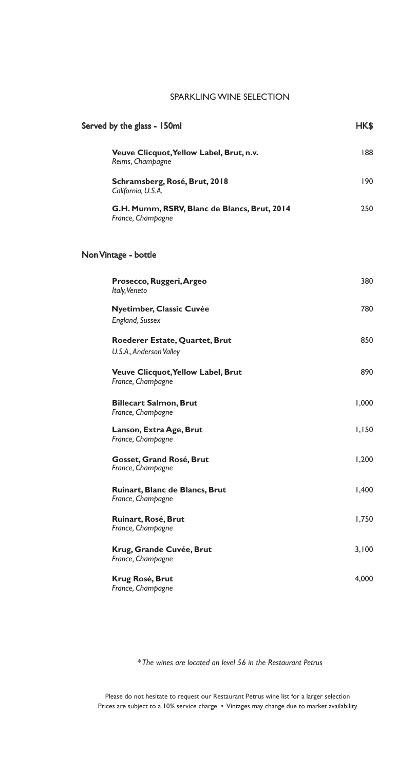# SPARKLING WINE SELECTION

## Served by the glass - 150ml

| Wine | HK$ |
|---|---|
| **Veuve Clicquot, Yellow Label, Brut, n.v.**<br>*Reims, Champagne* | 188 |
| **Schramsberg, Rosé, Brut, 2018**<br>*California, U.S.A.* | 190 |
| **G.H. Mumm, RSRV, Blanc de Blancs, Brut, 2014**<br>*France, Champagne* | 250 |

## Non Vintage - bottle

| Wine | HK$ |
|---|---|
| **Prosecco, Ruggeri, Argeo**<br>*Italy, Veneto* | 380 |
| **Nyetimber, Classic Cuvée**<br>*England, Sussex* | 780 |
| **Roederer Estate, Quartet, Brut**<br>*U.S.A., Anderson Valley* | 850 |
| **Veuve Clicquot, Yellow Label, Brut**<br>*France, Champagne* | 890 |
| **Billecart Salmon, Brut**<br>*France, Champagne* | 1,000 |
| **Lanson, Extra Age, Brut**<br>*France, Champagne* | 1,150 |
| **Gosset, Grand Rosé, Brut**<br>*France, Champagne* | 1,200 |
| **Ruinart, Blanc de Blancs, Brut**<br>*France, Champagne* | 1,400 |
| **Ruinart, Rosé, Brut**<br>*France, Champagne* | 1,750 |
| **Krug, Grande Cuvée, Brut**<br>*France, Champagne* | 3,100 |
| **Krug Rosé, Brut**<br>*France, Champagne* | 4,000 |

*\*The wines are located on level 56 in the Restaurant Petrus*

Please do not hesitate to request our Restaurant Petrus wine list for a larger selection
Prices are subject to a 10% service charge • Vintages may change due to market availability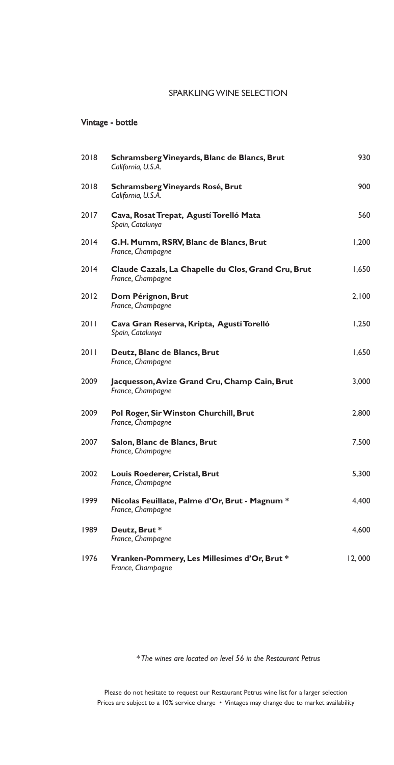# SPARKLING WINE SELECTION

## Vintage - bottle

| Vintage | Wine | Price |
|---|---|---|
| 2018 | **Schramsberg Vineyards, Blanc de Blancs, Brut**<br>*California, U.S.A.* | 930 |
| 2018 | **Schramsberg Vineyards Rosé, Brut**<br>*California, U.S.A.* | 900 |
| 2017 | **Cava, Rosat Trepat, Agustí Torelló Mata**<br>*Spain, Catalunya* | 560 |
| 2014 | **G.H. Mumm, RSRV, Blanc de Blancs, Brut**<br>*France, Champagne* | 1,200 |
| 2014 | **Claude Cazals, La Chapelle du Clos, Grand Cru, Brut**<br>*France, Champagne* | 1,650 |
| 2012 | **Dom Pérignon, Brut**<br>*France, Champagne* | 2,100 |
| 2011 | **Cava Gran Reserva, Kripta, Agustí Torelló**<br>*Spain, Catalunya* | 1,250 |
| 2011 | **Deutz, Blanc de Blancs, Brut**<br>*France, Champagne* | 1,650 |
| 2009 | **Jacquesson, Avize Grand Cru, Champ Cain, Brut**<br>*France, Champagne* | 3,000 |
| 2009 | **Pol Roger, Sir Winston Churchill, Brut**<br>*France, Champagne* | 2,800 |
| 2007 | **Salon, Blanc de Blancs, Brut**<br>*France, Champagne* | 7,500 |
| 2002 | **Louis Roederer, Cristal, Brut**<br>*France, Champagne* | 5,300 |
| 1999 | **Nicolas Feuillate, Palme d'Or, Brut - Magnum ***<br>*France, Champagne* | 4,400 |
| 1989 | **Deutz, Brut ***<br>*France, Champagne* | 4,600 |
| 1976 | **Vranken-Pommery, Les Millesimes d'Or, Brut ***<br>*France, Champagne* | 12,000 |

*\*The wines are located on level 56 in the Restaurant Petrus*

Please do not hesitate to request our Restaurant Petrus wine list for a larger selection
Prices are subject to a 10% service charge • Vintages may change due to market availability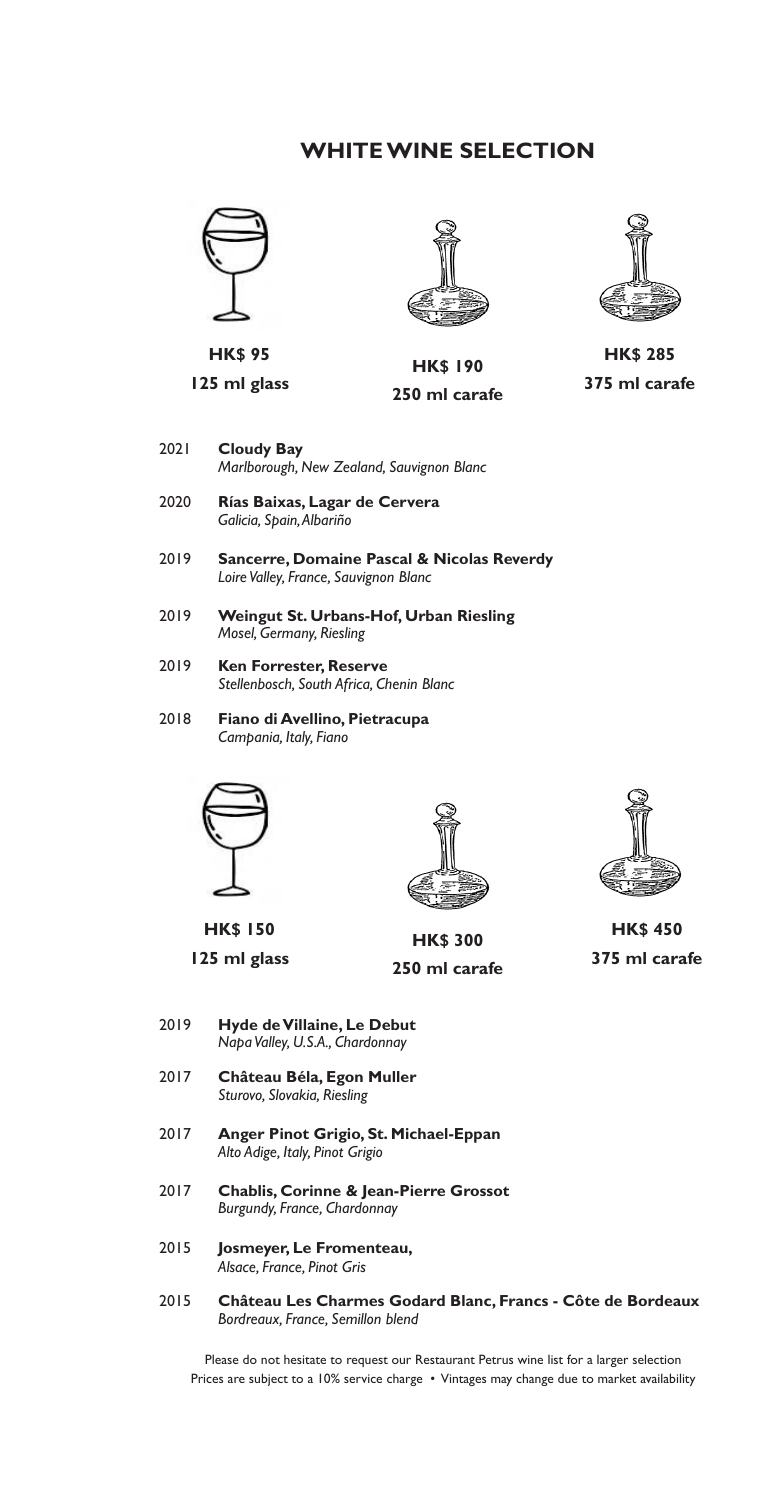# WHITE WINE SELECTION

| HK$ 95 | HK$ 190 | HK$ 285 |
|---|---|---|
| 125 ml glass | 250 ml carafe | 375 ml carafe |

2021 **Cloudy Bay**
*Marlborough, New Zealand, Sauvignon Blanc*

2020 **Rías Baixas, Lagar de Cervera**
*Galicia, Spain, Albariño*

2019 **Sancerre, Domaine Pascal & Nicolas Reverdy**
*Loire Valley, France, Sauvignon Blanc*

2019 **Weingut St. Urbans-Hof, Urban Riesling**
*Mosel, Germany, Riesling*

2019 **Ken Forrester, Reserve**
*Stellenbosch, South Africa, Chenin Blanc*

2018 **Fiano di Avellino, Pietracupa**
*Campania, Italy, Fiano*

| HK$ 150 | HK$ 300 | HK$ 450 |
|---|---|---|
| 125 ml glass | 250 ml carafe | 375 ml carafe |

2019 **Hyde de Villaine, Le Debut**
*Napa Valley, U.S.A., Chardonnay*

2017 **Château Béla, Egon Muller**
*Sturovo, Slovakia, Riesling*

2017 **Anger Pinot Grigio, St. Michael-Eppan**
*Alto Adige, Italy, Pinot Grigio*

2017 **Chablis, Corinne & Jean-Pierre Grossot**
*Burgundy, France, Chardonnay*

2015 **Josmeyer, Le Fromenteau,**
*Alsace, France, Pinot Gris*

2015 **Château Les Charmes Godard Blanc, Francs - Côte de Bordeaux**
*Bordreaux, France, Semillon blend*

Please do not hesitate to request our Restaurant Petrus wine list for a larger selection
Prices are subject to a 10% service charge • Vintages may change due to market availability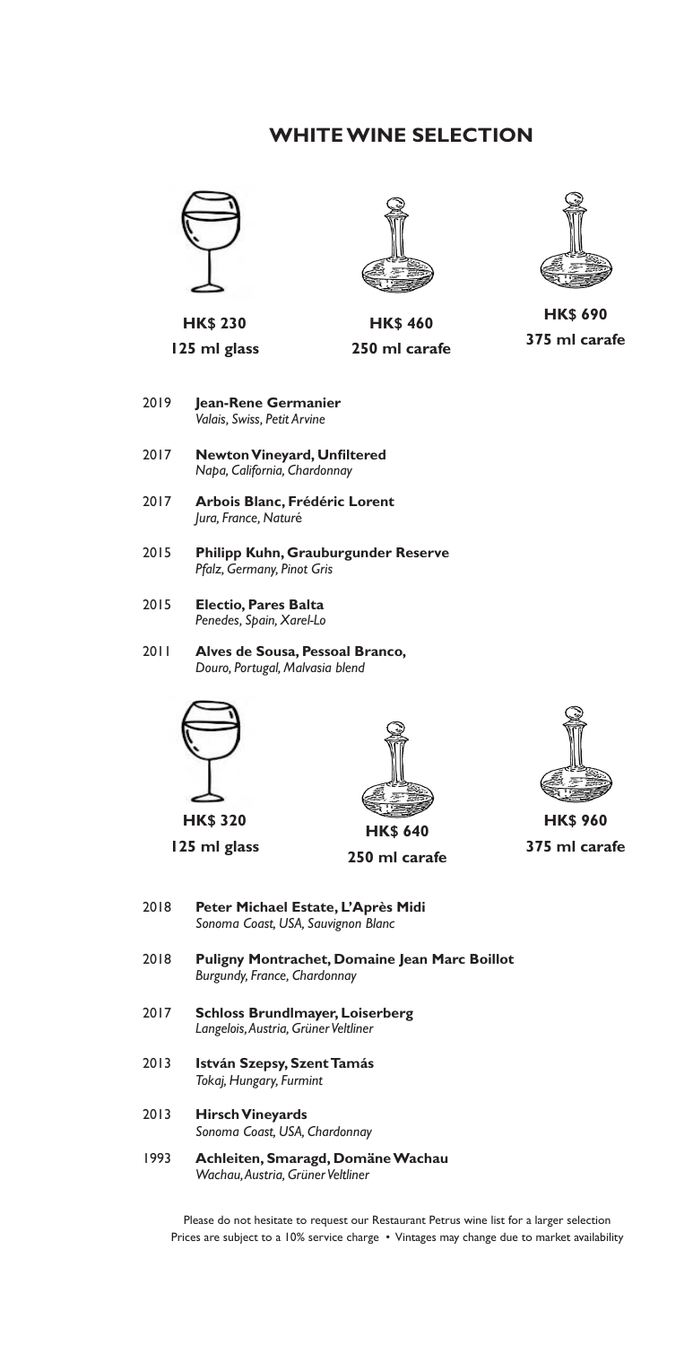# WHITE WINE SELECTION

| HK$ 230 | HK$ 460 | HK$ 690 |
|---|---|---|
| 125 ml glass | 250 ml carafe | 375 ml carafe |

2019 **Jean-Rene Germanier**
*Valais, Swiss, Petit Arvine*

2017 **Newton Vineyard, Unfiltered**
*Napa, California, Chardonnay*

2017 **Arbois Blanc, Frédéric Lorent**
*Jura, France, Naturé*

2015 **Philipp Kuhn, Grauburgunder Reserve**
*Pfalz, Germany, Pinot Gris*

2015 **Electio, Pares Balta**
*Penedes, Spain, Xarel-Lo*

2011 **Alves de Sousa, Pessoal Branco,**
*Douro, Portugal, Malvasia blend*

| HK$ 320 | HK$ 640 | HK$ 960 |
|---|---|---|
| 125 ml glass | 250 ml carafe | 375 ml carafe |

2018 **Peter Michael Estate, L'Après Midi**
*Sonoma Coast, USA, Sauvignon Blanc*

2018 **Puligny Montrachet, Domaine Jean Marc Boillot**
*Burgundy, France, Chardonnay*

2017 **Schloss Brundlmayer, Loiserberg**
*Langelois, Austria, Grüner Veltliner*

2013 **István Szepsy, Szent Tamás**
*Tokaj, Hungary, Furmint*

2013 **Hirsch Vineyards**
*Sonoma Coast, USA, Chardonnay*

1993 **Achleiten, Smaragd, Domäne Wachau**
*Wachau, Austria, Grüner Veltliner*

Please do not hesitate to request our Restaurant Petrus wine list for a larger selection
Prices are subject to a 10% service charge • Vintages may change due to market availability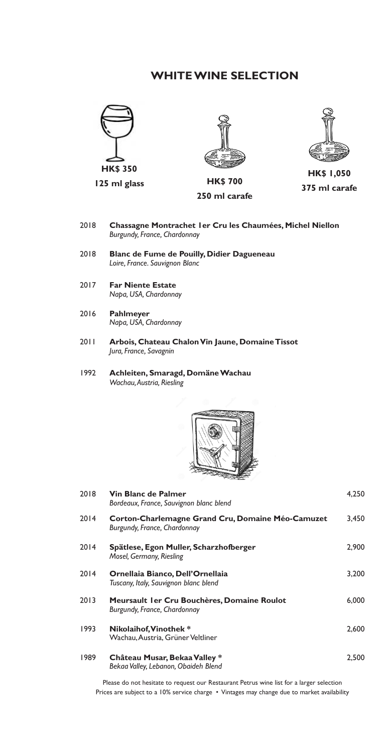# WHITE WINE SELECTION

| HK$ 350 | HK$ 700 | HK$ 1,050 |
|---|---|---|
| 125 ml glass | 250 ml carafe | 375 ml carafe |

2018 **Chassagne Montrachet 1er Cru les Chaumées, Michel Niellon**
*Burgundy, France, Chardonnay*

2018 **Blanc de Fume de Pouilly, Didier Dagueneau**
*Loire, France. Sauvignon Blanc*

2017 **Far Niente Estate**
*Napa, USA, Chardonnay*

2016 **Pahlmeyer**
*Napa, USA, Chardonnay*

2011 **Arbois, Chateau Chalon Vin Jaune, Domaine Tissot**
*Jura, France, Savagnin*

1992 **Achleiten, Smaragd, Domäne Wachau**
*Wachau, Austria, Riesling*

| Vintage | Wine | Price |
|---|---|---|
| 2018 | **Vin Blanc de Palmer**<br>*Bordeaux, France, Sauvignon blanc blend* | 4,250 |
| 2014 | **Corton-Charlemagne Grand Cru, Domaine Méo-Camuzet**<br>*Burgundy, France, Chardonnay* | 3,450 |
| 2014 | **Spätlese, Egon Muller, Scharzhofberger**<br>*Mosel, Germany, Riesling* | 2,900 |
| 2014 | **Ornellaia Bianco, Dell'Ornellaia**<br>*Tuscany, Italy, Sauvignon blanc blend* | 3,200 |
| 2013 | **Meursault 1er Cru Bouchères, Domaine Roulot**<br>*Burgundy, France, Chardonnay* | 6,000 |
| 1993 | **Nikolaihof, Vinothek ***<br>Wachau, Austria, Grüner Veltliner | 2,600 |
| 1989 | **Château Musar, Bekaa Valley ***<br>*Bekaa Valley, Lebanon, Obaideh Blend* | 2,500 |

Please do not hesitate to request our Restaurant Petrus wine list for a larger selection
Prices are subject to a 10% service charge • Vintages may change due to market availability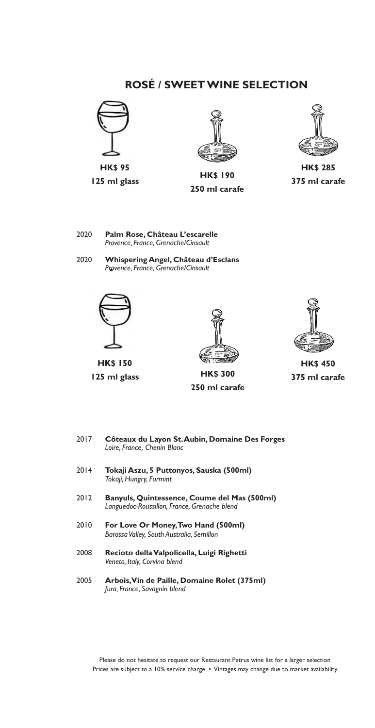# ROSÉ / SWEET WINE SELECTION

**HK$ 95**
**125 ml glass**

**HK$ 190**
**250 ml carafe**

**HK$ 285**
**375 ml carafe**

2020 **Palm Rose, Château L'escarelle**
*Provence, France, Grenache/Cinsault*

2020 **Whispering Angel, Château d'Esclans**
*Provence, France, Grenache/Cinsault*

**HK$ 150**
**125 ml glass**

**HK$ 300**
**250 ml carafe**

**HK$ 450**
**375 ml carafe**

2017 **Côteaux du Layon St. Aubin, Domaine Des Forges**
*Loire, France, Chenin Blanc*

2014 **Tokaji Aszu, 5 Puttonyos, Sauska (500ml)**
*Tokaji, Hungry, Furmint*

2012 **Banyuls, Quintessence, Coume del Mas (500ml)**
*Languedoc-Roussillon, France, Grenache blend*

2010 **For Love Or Money, Two Hand (500ml)**
*Barossa Valley, South Australia, Semillon*

2008 **Recioto della Valpolicella, Luigi Righetti**
*Veneto, Italy, Corvina blend*

2005 **Arbois, Vin de Paille, Domaine Rolet (375ml)**
*Jura, France, Savagnin blend*

Please do not hesitate to request our Restaurant Petrus wine list for a larger selection
Prices are subject to a 10% service charge • Vintages may change due to market availability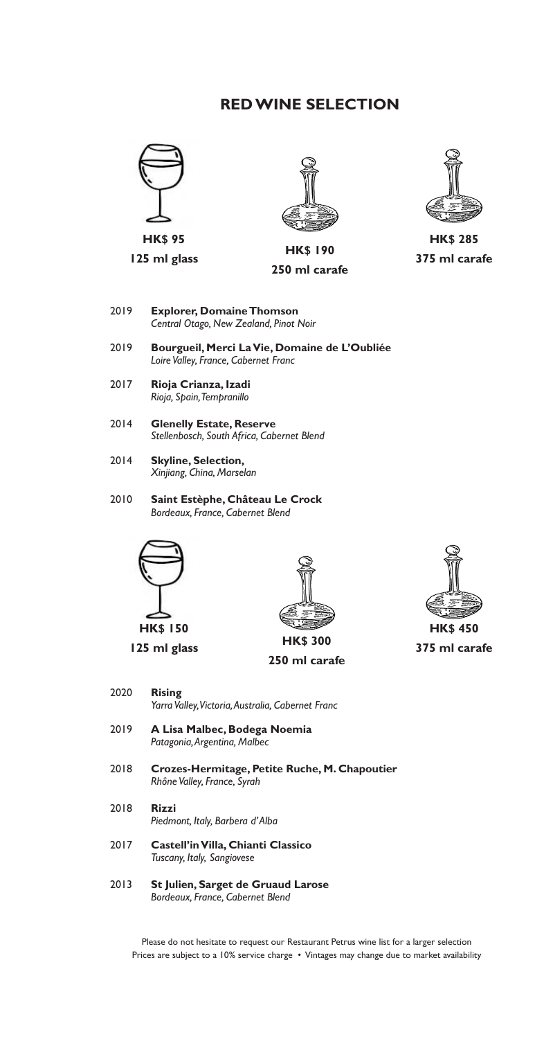# RED WINE SELECTION

**HK$ 95**
**125 ml glass**

**HK$ 190**
**250 ml carafe**

**HK$ 285**
**375 ml carafe**

2019 **Explorer, Domaine Thomson**
*Central Otago, New Zealand, Pinot Noir*

2019 **Bourgueil, Merci La Vie, Domaine de L'Oubliée**
*Loire Valley, France, Cabernet Franc*

2017 **Rioja Crianza, Izadi**
*Rioja, Spain, Tempranillo*

2014 **Glenelly Estate, Reserve**
*Stellenbosch, South Africa, Cabernet Blend*

2014 **Skyline, Selection,**
*Xinjiang, China, Marselan*

2010 **Saint Estèphe, Château Le Crock**
*Bordeaux, France, Cabernet Blend*

**HK$ 150**
**125 ml glass**

**HK$ 300**
**250 ml carafe**

**HK$ 450**
**375 ml carafe**

2020 **Rising**
*Yarra Valley, Victoria, Australia, Cabernet Franc*

2019 **A Lisa Malbec, Bodega Noemia**
*Patagonia, Argentina, Malbec*

2018 **Crozes-Hermitage, Petite Ruche, M. Chapoutier**
*Rhône Valley, France, Syrah*

2018 **Rizzi**
*Piedmont, Italy, Barbera d'Alba*

2017 **Castell'in Villa, Chianti Classico**
*Tuscany, Italy, Sangiovese*

2013 **St Julien, Sarget de Gruaud Larose**
*Bordeaux, France, Cabernet Blend*

Please do not hesitate to request our Restaurant Petrus wine list for a larger selection
Prices are subject to a 10% service charge • Vintages may change due to market availability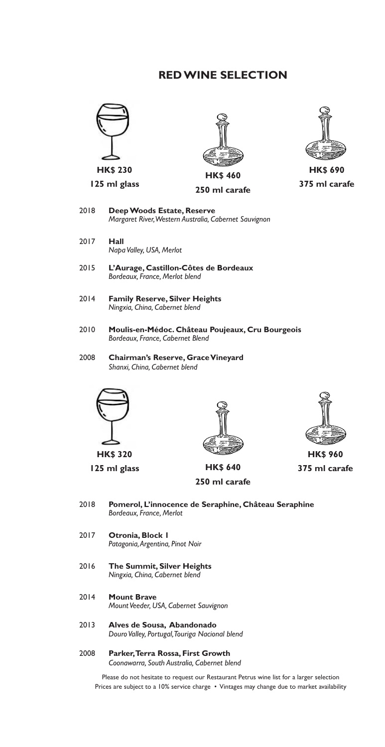# RED WINE SELECTION

**HK$ 230**
**125 ml glass**

**HK$ 460**
**250 ml carafe**

**HK$ 690**
**375 ml carafe**

2018 **Deep Woods Estate, Reserve**
*Margaret River, Western Australia, Cabernet Sauvignon*

2017 **Hall**
*Napa Valley, USA, Merlot*

2015 **L'Aurage, Castillon-Côtes de Bordeaux**
*Bordeaux, France, Merlot blend*

2014 **Family Reserve, Silver Heights**
*Ningxia, China, Cabernet blend*

2010 **Moulis-en-Médoc. Château Poujeaux, Cru Bourgeois**
*Bordeaux, France, Cabernet Blend*

2008 **Chairman's Reserve, Grace Vineyard**
*Shanxi, China, Cabernet blend*

**HK$ 320**
**125 ml glass**

**HK$ 640**
**250 ml carafe**

**HK$ 960**
**375 ml carafe**

2018 **Pomerol, L'innocence de Seraphine, Château Seraphine**
*Bordeaux, France, Merlot*

2017 **Otronia, Block I**
*Patagonia, Argentina, Pinot Noir*

2016 **The Summit, Silver Heights**
*Ningxia, China, Cabernet blend*

2014 **Mount Brave**
*Mount Veeder, USA, Cabernet Sauvignon*

2013 **Alves de Sousa, Abandonado**
*Douro Valley, Portugal, Touriga Nacional blend*

2008 **Parker, Terra Rossa, First Growth**
*Coonawarra, South Australia, Cabernet blend*

Please do not hesitate to request our Restaurant Petrus wine list for a larger selection
Prices are subject to a 10% service charge • Vintages may change due to market availability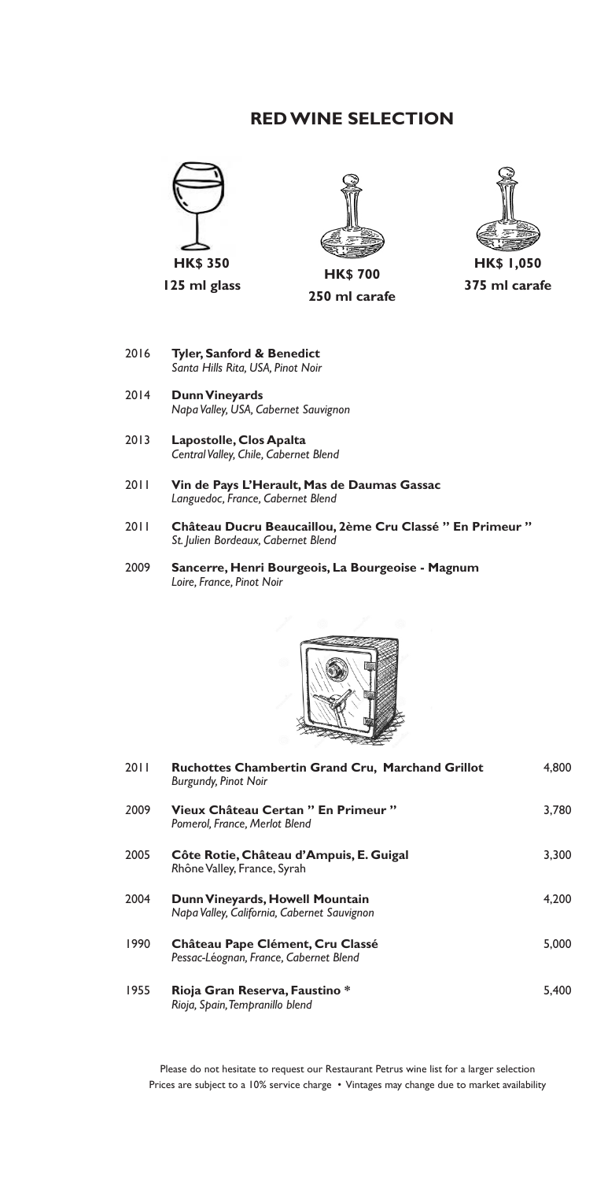# RED WINE SELECTION

| HK$ 350 | HK$ 700 | HK$ 1,050 |
| --- | --- | --- |
| 125 ml glass | 250 ml carafe | 375 ml carafe |

2016 **Tyler, Sanford & Benedict**
*Santa Hills Rita, USA, Pinot Noir*

2014 **Dunn Vineyards**
*Napa Valley, USA, Cabernet Sauvignon*

2013 **Lapostolle, Clos Apalta**
*Central Valley, Chile, Cabernet Blend*

2011 **Vin de Pays L'Herault, Mas de Daumas Gassac**
*Languedoc, France, Cabernet Blend*

2011 **Château Ducru Beaucaillou, 2ème Cru Classé " En Primeur "**
*St. Julien Bordeaux, Cabernet Blend*

2009 **Sancerre, Henri Bourgeois, La Bourgeoise - Magnum**
*Loire, France, Pinot Noir*

| Vintage | Wine | Price |
| --- | --- | --- |
| 2011 | **Ruchottes Chambertin Grand Cru, Marchand Grillot** *Burgundy, Pinot Noir* | 4,800 |
| 2009 | **Vieux Château Certan " En Primeur "** *Pomerol, France, Merlot Blend* | 3,780 |
| 2005 | **Côte Rotie, Château d'Ampuis, E. Guigal** *Rhône Valley, France, Syrah* | 3,300 |
| 2004 | **Dunn Vineyards, Howell Mountain** *Napa Valley, California, Cabernet Sauvignon* | 4,200 |
| 1990 | **Château Pape Clément, Cru Classé** *Pessac-Léognan, France, Cabernet Blend* | 5,000 |
| 1955 | **Rioja Gran Reserva, Faustino *** *Rioja, Spain, Tempranillo blend* | 5,400 |

Please do not hesitate to request our Restaurant Petrus wine list for a larger selection
Prices are subject to a 10% service charge • Vintages may change due to market availability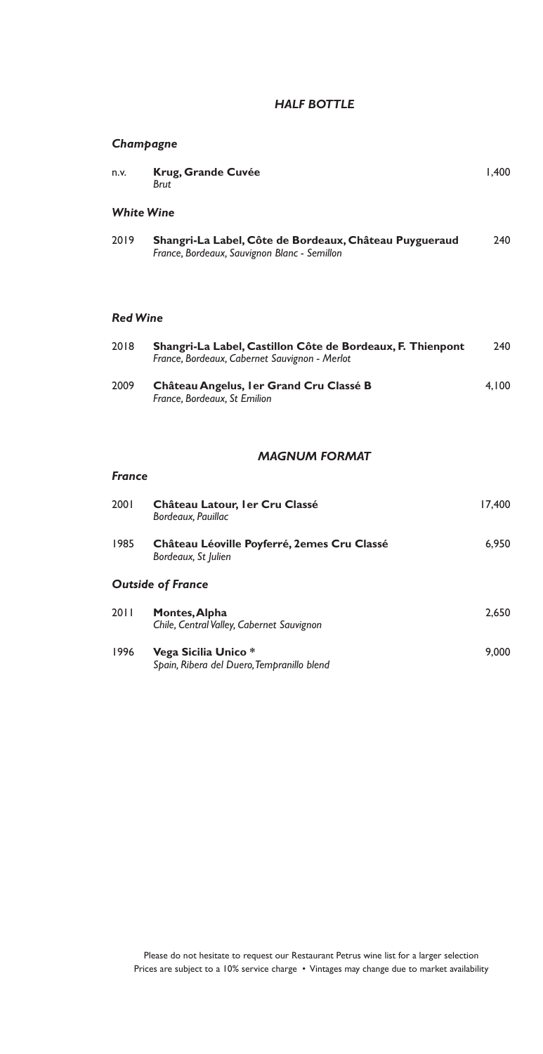## *HALF BOTTLE*

### *Champagne*

| | | |
|---|---|---|
| n.v. | **Krug, Grande Cuvée**<br>*Brut* | 1,400 |

### *White Wine*

| | | |
|---|---|---|
| 2019 | **Shangri-La Label, Côte de Bordeaux, Château Puygueraud**<br>*France, Bordeaux, Sauvignon Blanc - Semillon* | 240 |

### *Red Wine*

| | | |
|---|---|---|
| 2018 | **Shangri-La Label, Castillon Côte de Bordeaux, F. Thienpont**<br>*France, Bordeaux, Cabernet Sauvignon - Merlot* | 240 |
| 2009 | **Château Angelus, 1er Grand Cru Classé B**<br>*France, Bordeaux, St Emilion* | 4,100 |

## *MAGNUM FORMAT*

### *France*

| | | |
|---|---|---|
| 2001 | **Château Latour, 1er Cru Classé**<br>*Bordeaux, Pauillac* | 17,400 |
| 1985 | **Château Léoville Poyferré, 2emes Cru Classé**<br>*Bordeaux, St Julien* | 6,950 |

### *Outside of France*

| | | |
|---|---|---|
| 2011 | **Montes, Alpha**<br>*Chile, Central Valley, Cabernet Sauvignon* | 2,650 |
| 1996 | **Vega Sicilia Unico ***<br>*Spain, Ribera del Duero, Tempranillo blend* | 9,000 |

Please do not hesitate to request our Restaurant Petrus wine list for a larger selection
Prices are subject to a 10% service charge • Vintages may change due to market availability